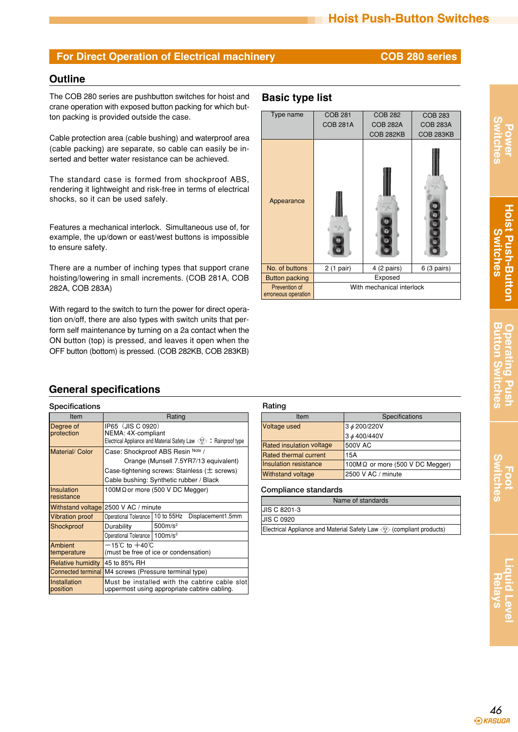# Hoist Push-Button Switches

## For Direct Operation of Electrical machinery — COB 280 series

### Outline

The COB 280 series are pushbutton switches for hoist and crane operation with exposed button packing for which button packing is provided outside the case.

Cable protection area (cable bushing) and waterproof area (cable packing) are separate, so cable can easily be inserted and better water resistance can be achieved.

The standard case is formed from shockproof ABS, rendering it lightweight and risk-free in terms of electrical shocks, so it can be used safely.

Features a mechanical interlock. Simultaneous use of, for example, the up/down or east/west buttons is impossible to ensure safety.

There are a number of inching types that support crane hoisting/lowering in small increments. (COB 281A, COB 282A, COB 283A)

With regard to the switch to turn the power for direct operation on/off, there are also types with switch units that perform self maintenance by turning on a 2a contact when the ON button (top) is pressed, and leaves it open when the OFF button (bottom) is pressed. (COB 282KB, COB 283KB)

### Basic type list

| Type name | COB 281<br>COB 281A | COB 282<br>COB 282A<br>COB 282KB | COB 283<br>COB 283A<br>COB 283KB |
|---|---|---|---|
| Appearance | | | |
| No. of buttons | 2 (1 pair) | 4 (2 pairs) | 6 (3 pairs) |
| Button packing | Exposed | | |
| Prevention of erroneous operation | With mechanical interlock | | |

### General specifications

#### Specifications

| Item | Rating | |
|---|---|---|
| Degree of protection | IP65（JIS C 0920）<br>NEMA: 4X-compliant<br>Electrical Appliance and Material Safety Law ⟨PS⟩ : Rainproof type | |
| Material/ Color | Case: Shockproof ABS Resin Note /<br>Orange (Munsell 7.5YR7/13 equivalent)<br>Case-tightening screws: Stainless (± screws)<br>Cable bushing: Synthetic rubber / Black | |
| Insulation resistance | 100MΩ or more (500 V DC Megger) | |
| Withstand voltage | 2500 V AC / minute | |
| Vibration proof | Operational Tolerance | 10 to 55Hz Displacement1.5mm |
| Shockproof | Durability | 500m/s² |
| | Operational Tolerance | 100m/s² |
| Ambient temperature | −15℃ to +40℃<br>(must be free of ice or condensation) | |
| Relative humidity | 45 to 85% RH | |
| Connected terminal | M4 screws (Pressure terminal type) | |
| Installation position | Must be installed with the cabtire cable slot uppermost using appropriate cabtire cabling. | |

#### Rating

| Item | Specifications |
|---|---|
| Voltage used | 3 ϕ 200/220V<br>3 ϕ 400/440V |
| Rated insulation voltage | 500V AC |
| Rated thermal current | 15A |
| Insulation resistance | 100MΩ or more (500 V DC Megger) |
| Withstand voltage | 2500 V AC / minute |

#### Compliance standards

| Name of standards |
|---|
| JIS C 8201-3 |
| JIS C 0920 |
| Electrical Appliance and Material Safety Law ⟨PS⟩ (compliant products) |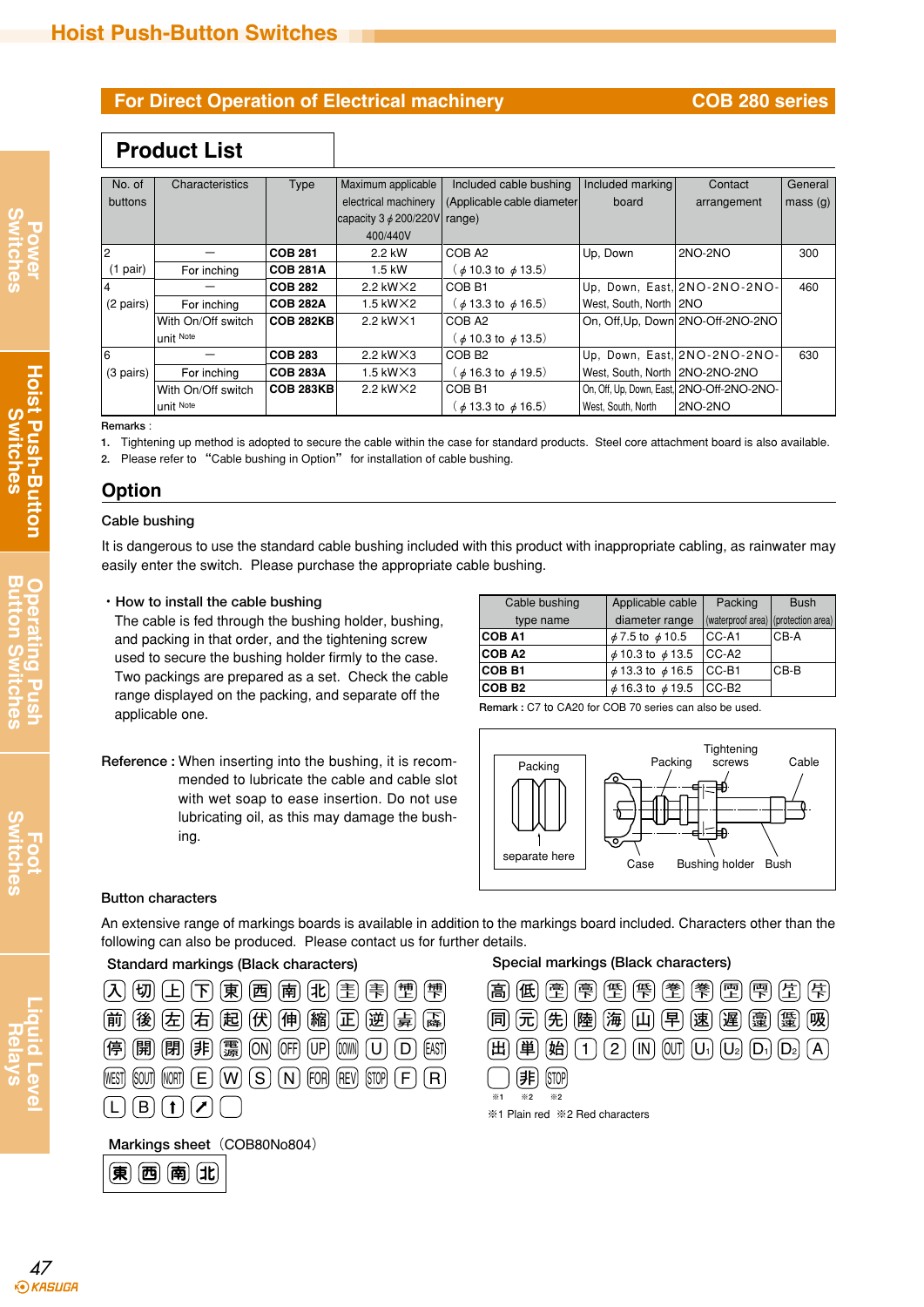# Hoist Push-Button Switches

## For Direct Operation of Electrical machinery — COB 280 series

## Product List

| No. of buttons | Characteristics | Type | Maximum applicable electrical machinery capacity 3 φ 200/220V 400/440V | Included cable bushing (Applicable cable diameter range) | Included marking board | Contact arrangement | General mass (g) |
|---|---|---|---|---|---|---|---|
| 2 (1 pair) | — | **COB 281** | 2.2 kW | COB A2 (φ 10.3 to φ 13.5) | Up, Down | 2NO-2NO | 300 |
| | For inching | **COB 281A** | 1.5 kW | | | | |
| 4 (2 pairs) | — | **COB 282** | 2.2 kW×2 | COB B1 (φ 13.3 to φ 16.5) | Up, Down, East, West, South, North | 2NO-2NO-2NO-2NO | 460 |
| | For inching | **COB 282A** | 1.5 kW×2 | | | | |
| | With On/Off switch unit Note | **COB 282KB** | 2.2 kW×1 | COB A2 (φ 10.3 to φ 13.5) | On, Off,Up, Down | 2NO-Off-2NO-2NO | |
| 6 (3 pairs) | — | **COB 283** | 2.2 kW×3 | COB B2 (φ 16.3 to φ 19.5) | Up, Down, East, West, South, North | 2NO-2NO-2NO-2NO-2NO-2NO | 630 |
| | For inching | **COB 283A** | 1.5 kW×3 | | | | |
| | With On/Off switch unit Note | **COB 283KB** | 2.2 kW×2 | COB B1 (φ 13.3 to φ 16.5) | On, Off, Up, Down, East, West, South, North | 2NO-Off-2NO-2NO-2NO-2NO | |

Remarks :
1. Tightening up method is adopted to secure the cable within the case for standard products. Steel core attachment board is also available.
2. Please refer to "Cable bushing in Option" for installation of cable bushing.

## Option

### Cable bushing

It is dangerous to use the standard cable bushing included with this product with inappropriate cabling, as rainwater may easily enter the switch. Please purchase the appropriate cable bushing.

・**How to install the cable bushing**

The cable is fed through the bushing holder, bushing, and packing in that order, and the tightening screw used to secure the bushing holder firmly to the case. Two packings are prepared as a set. Check the cable range displayed on the packing, and separate off the applicable one.

| Cable bushing type name | Applicable cable diameter range | Packing (waterproof area) | Bush (protection area) |
|---|---|---|---|
| **COB A1** | φ 7.5 to φ 10.5 | CC-A1 | CB-A |
| **COB A2** | φ 10.3 to φ 13.5 | CC-A2 | |
| **COB B1** | φ 13.3 to φ 16.5 | CC-B1 | CB-B |
| **COB B2** | φ 16.3 to φ 19.5 | CC-B2 | |

Remark : C7 to CA20 for COB 70 series can also be used.

**Reference :** When inserting into the bushing, it is recommended to lubricate the cable and cable slot with wet soap to ease insertion. Do not use lubricating oil, as this may damage the bushing.

Packing — separate here | Packing, Tightening screws, Cable, Case, Bushing holder, Bush

### Button characters

An extensive range of markings boards is available in addition to the markings board included. Characters other than the following can also be produced. Please contact us for further details.

**Standard markings (Black characters)**

入 切 上 下 東 西 南 北 ON OFF UP DOWN U D EAST WEST SOUT NORT E W S N FOR REV STOP F R L B

**Special markings (Black characters)**

高 低 同 元 先 陸 海 山 早 速 遅 吸 出 単 始 1 2 IN OUT $U_1$ $U_2$ $D_1$ $D_2$ A 非 STOP

※1 Plain red ※2 Red characters

**Markings sheet**（COB80No804）

東 西 南 北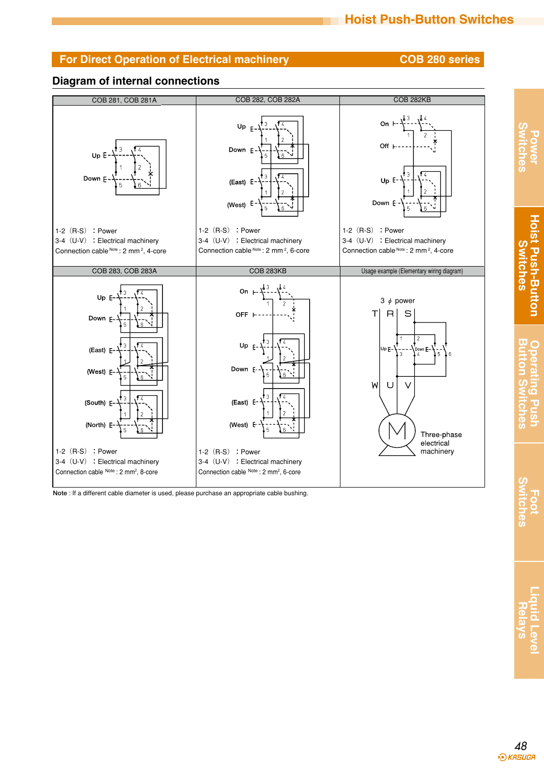## For Direct Operation of Electrical machinery — COB 280 series

### Diagram of internal connections

| COB 281, COB 281A | COB 282, COB 282A | COB 282KB |
|---|---|---|
| Up / Down | Up / Down / (East) / (West) | On / Off / Up / Down |
| 1-2 (R-S) : Power<br>3-4 (U-V) : Electrical machinery<br>Connection cable Note : 2 mm², 4-core | 1-2 (R-S) : Power<br>3-4 (U-V) : Electrical machinery<br>Connection cable Note : 2 mm², 6-core | 1-2 (R-S) : Power<br>3-4 (U-V) : Electrical machinery<br>Connection cable Note : 2 mm², 4-core |
| **COB 283, COB 283A** | **COB 283KB** | **Usage example (Elementary wiring diagram)** |
| Up / Down / (East) / (West) / (South) / (North) | On / OFF / Up / Down / (East) / (West) | 3 ϕ power; T R S; Up; Down; W U V; Three-phase electrical machinery |
| 1-2 (R-S) : Power<br>3-4 (U-V) : Electrical machinery<br>Connection cable Note : 2 mm², 8-core | 1-2 (R-S) : Power<br>3-4 (U-V) : Electrical machinery<br>Connection cable Note : 2 mm², 6-core | |

**Note** : If a different cable diameter is used, please purchase an appropriate cable bushing.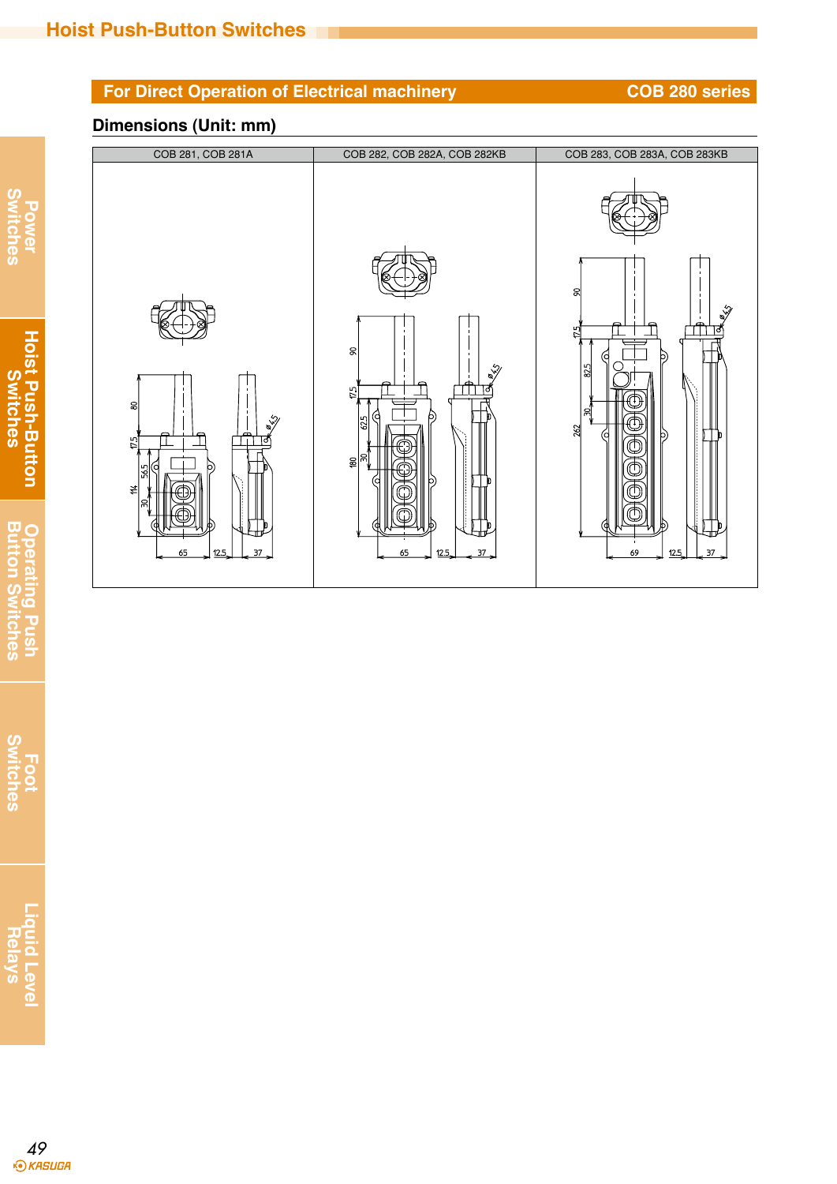## For Direct Operation of Electrical machinery — COB 280 series

### Dimensions (Unit: mm)

| COB 281, COB 281A | COB 282, COB 282A, COB 282KB | COB 283, COB 283A, COB 283KB |
|---|---|---|
| 80, 17.5, 56.5, 114, 30, 65, 12.5, 37, φ4.5 | 90, 17.5, 62.5, 180, 30, 65, 12.5, 37, φ4.5 | 90, 17.5, 82.5, 30, 262, 69, 12.5, 37, φ4.5 |